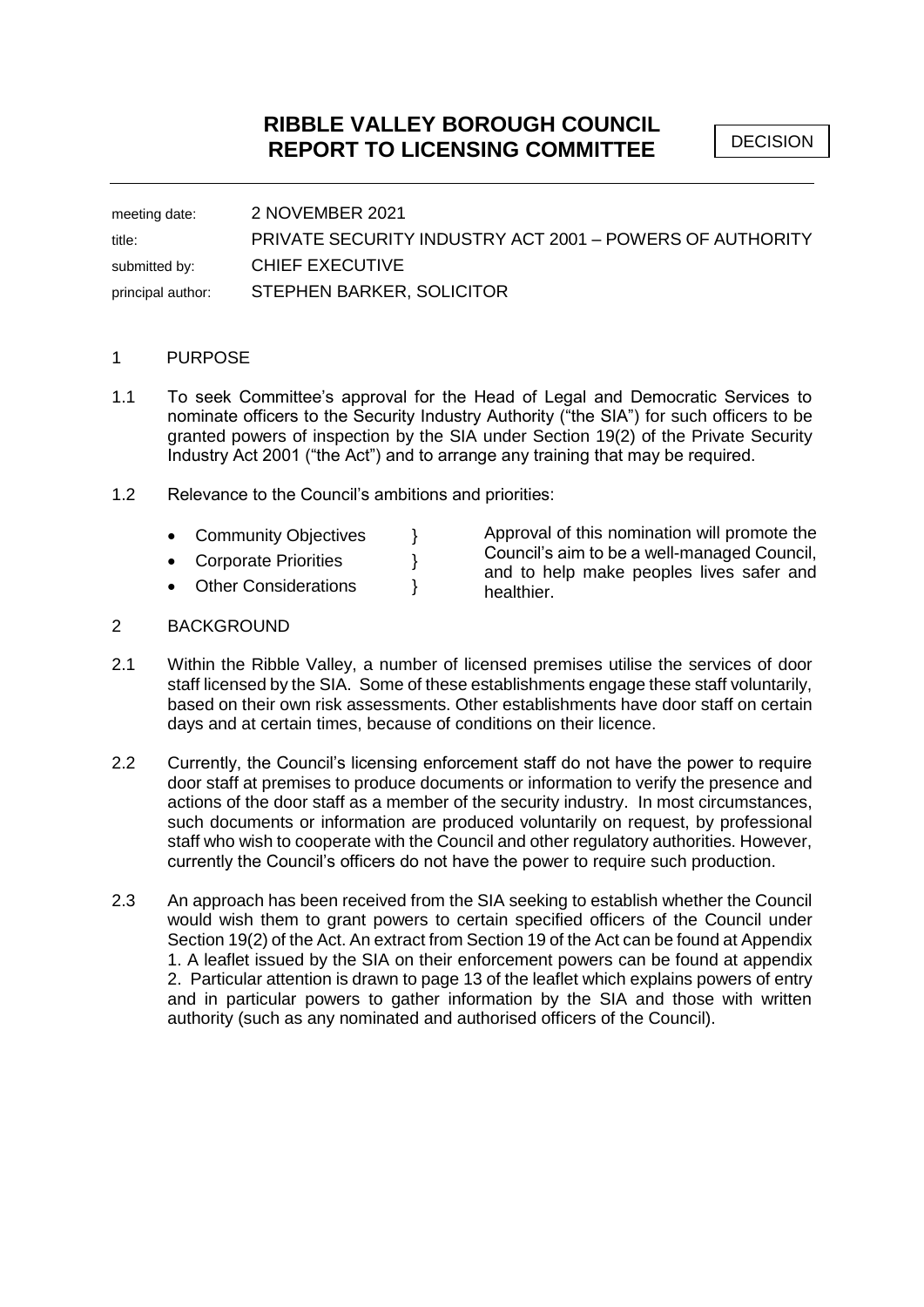# RIBBLE VALLEY BOROUGH COUNCIL
# REPORT TO LICENSING COMMITTEE

DECISION

| | |
|---|---|
| meeting date: | 2 NOVEMBER 2021 |
| title: | PRIVATE SECURITY INDUSTRY ACT 2001 – POWERS OF AUTHORITY |
| submitted by: | CHIEF EXECUTIVE |
| principal author: | STEPHEN BARKER, SOLICITOR |

## 1 PURPOSE

1.1 To seek Committee's approval for the Head of Legal and Democratic Services to nominate officers to the Security Industry Authority ("the SIA") for such officers to be granted powers of inspection by the SIA under Section 19(2) of the Private Security Industry Act 2001 ("the Act") and to arrange any training that may be required.

1.2 Relevance to the Council's ambitions and priorities:

- Community Objectives }
- Corporate Priorities }
- Other Considerations }

Approval of this nomination will promote the Council's aim to be a well-managed Council, and to help make peoples lives safer and healthier.

## 2 BACKGROUND

2.1 Within the Ribble Valley, a number of licensed premises utilise the services of door staff licensed by the SIA. Some of these establishments engage these staff voluntarily, based on their own risk assessments. Other establishments have door staff on certain days and at certain times, because of conditions on their licence.

2.2 Currently, the Council's licensing enforcement staff do not have the power to require door staff at premises to produce documents or information to verify the presence and actions of the door staff as a member of the security industry. In most circumstances, such documents or information are produced voluntarily on request, by professional staff who wish to cooperate with the Council and other regulatory authorities. However, currently the Council's officers do not have the power to require such production.

2.3 An approach has been received from the SIA seeking to establish whether the Council would wish them to grant powers to certain specified officers of the Council under Section 19(2) of the Act. An extract from Section 19 of the Act can be found at Appendix 1. A leaflet issued by the SIA on their enforcement powers can be found at appendix 2. Particular attention is drawn to page 13 of the leaflet which explains powers of entry and in particular powers to gather information by the SIA and those with written authority (such as any nominated and authorised officers of the Council).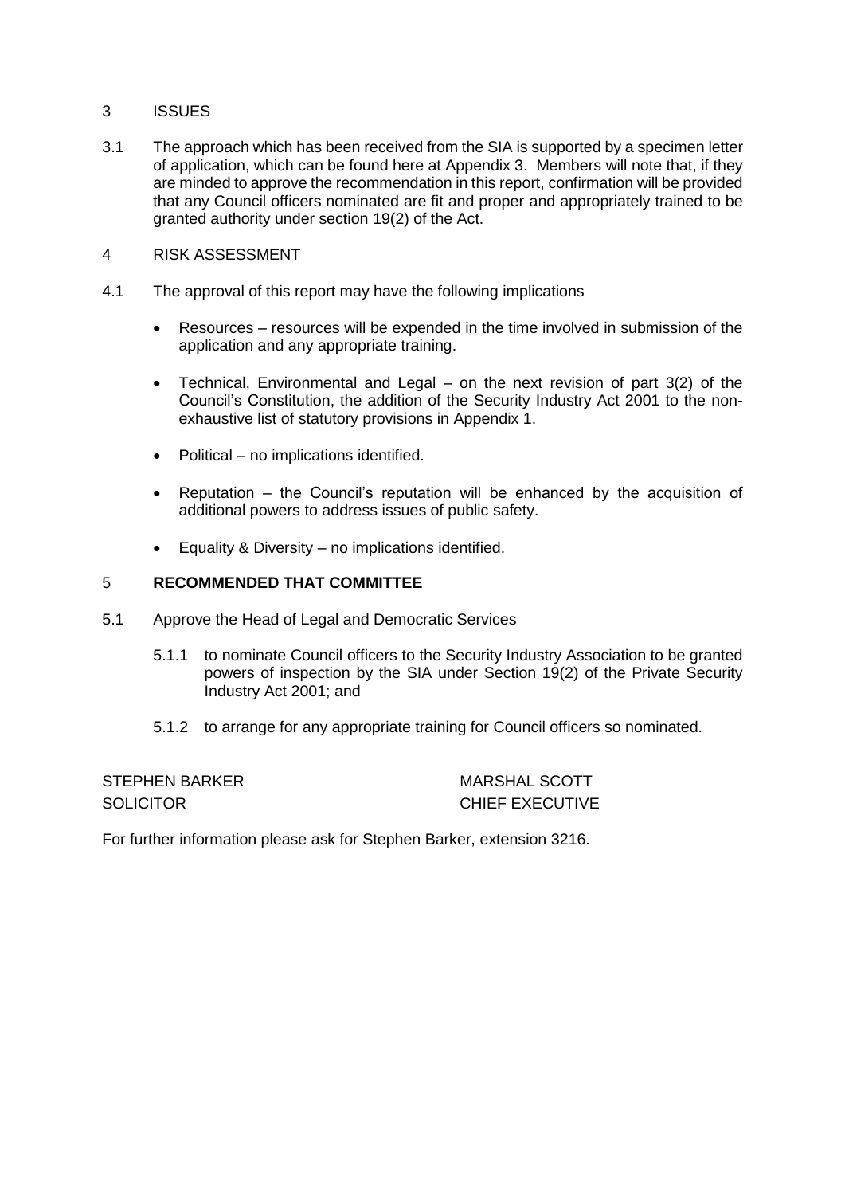## 3 ISSUES

3.1 The approach which has been received from the SIA is supported by a specimen letter of application, which can be found here at Appendix 3. Members will note that, if they are minded to approve the recommendation in this report, confirmation will be provided that any Council officers nominated are fit and proper and appropriately trained to be granted authority under section 19(2) of the Act.

## 4 RISK ASSESSMENT

4.1 The approval of this report may have the following implications

- Resources – resources will be expended in the time involved in submission of the application and any appropriate training.
- Technical, Environmental and Legal – on the next revision of part 3(2) of the Council's Constitution, the addition of the Security Industry Act 2001 to the non-exhaustive list of statutory provisions in Appendix 1.
- Political – no implications identified.
- Reputation – the Council's reputation will be enhanced by the acquisition of additional powers to address issues of public safety.
- Equality & Diversity – no implications identified.

## 5 **RECOMMENDED THAT COMMITTEE**

5.1 Approve the Head of Legal and Democratic Services

5.1.1 to nominate Council officers to the Security Industry Association to be granted powers of inspection by the SIA under Section 19(2) of the Private Security Industry Act 2001; and

5.1.2 to arrange for any appropriate training for Council officers so nominated.

STEPHEN BARKER
SOLICITOR

MARSHAL SCOTT
CHIEF EXECUTIVE

For further information please ask for Stephen Barker, extension 3216.